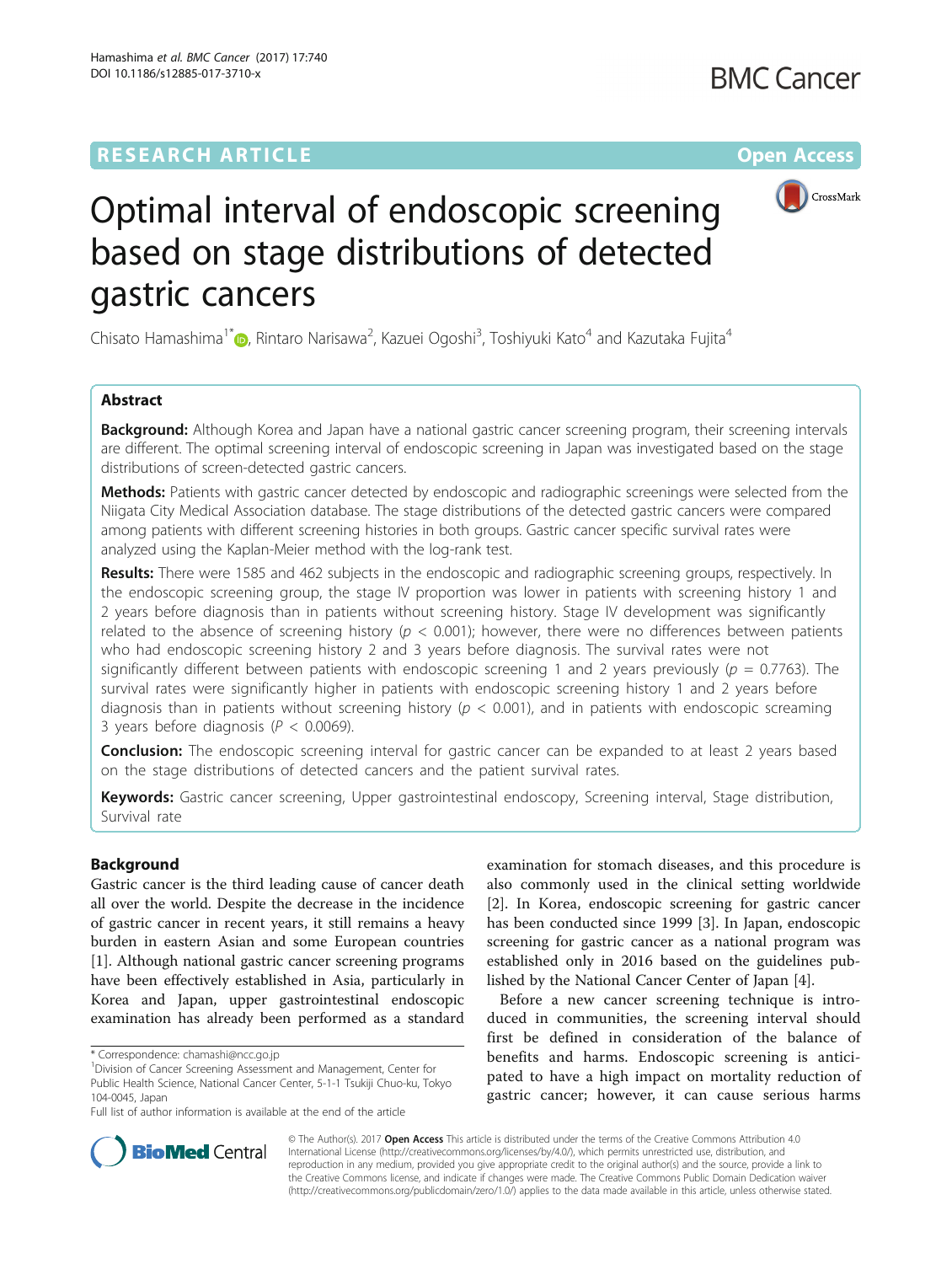RESEARCH ARTICLE

Open Access

# Optimal interval of endoscopic screening based on stage distributions of detected gastric cancers

Chisato Hamashima[1*], Rintaro Narisawa[2], Kazuei Ogoshi[3], Toshiyuki Kato[4] and Kazutaka Fujita[4]

## Abstract

**Background:** Although Korea and Japan have a national gastric cancer screening program, their screening intervals are different. The optimal screening interval of endoscopic screening in Japan was investigated based on the stage distributions of screen-detected gastric cancers.

**Methods:** Patients with gastric cancer detected by endoscopic and radiographic screenings were selected from the Niigata City Medical Association database. The stage distributions of the detected gastric cancers were compared among patients with different screening histories in both groups. Gastric cancer specific survival rates were analyzed using the Kaplan-Meier method with the log-rank test.

**Results:** There were 1585 and 462 subjects in the endoscopic and radiographic screening groups, respectively. In the endoscopic screening group, the stage IV proportion was lower in patients with screening history 1 and 2 years before diagnosis than in patients without screening history. Stage IV development was significantly related to the absence of screening history ($p < 0.001$); however, there were no differences between patients who had endoscopic screening history 2 and 3 years before diagnosis. The survival rates were not significantly different between patients with endoscopic screening 1 and 2 years previously ($p = 0.7763$). The survival rates were significantly higher in patients with endoscopic screening history 1 and 2 years before diagnosis than in patients without screening history ($p < 0.001$), and in patients with endoscopic screaming 3 years before diagnosis ($P < 0.0069$).

**Conclusion:** The endoscopic screening interval for gastric cancer can be expanded to at least 2 years based on the stage distributions of detected cancers and the patient survival rates.

**Keywords:** Gastric cancer screening, Upper gastrointestinal endoscopy, Screening interval, Stage distribution, Survival rate

## Background

Gastric cancer is the third leading cause of cancer death all over the world. Despite the decrease in the incidence of gastric cancer in recent years, it still remains a heavy burden in eastern Asian and some European countries [1]. Although national gastric cancer screening programs have been effectively established in Asia, particularly in Korea and Japan, upper gastrointestinal endoscopic examination has already been performed as a standard examination for stomach diseases, and this procedure is also commonly used in the clinical setting worldwide [2]. In Korea, endoscopic screening for gastric cancer has been conducted since 1999 [3]. In Japan, endoscopic screening for gastric cancer as a national program was established only in 2016 based on the guidelines published by the National Cancer Center of Japan [4].

Before a new cancer screening technique is introduced in communities, the screening interval should first be defined in consideration of the balance of benefits and harms. Endoscopic screening is anticipated to have a high impact on mortality reduction of gastric cancer; however, it can cause serious harms

\* Correspondence: chamashi@ncc.go.jp
[1]Division of Cancer Screening Assessment and Management, Center for Public Health Science, National Cancer Center, 5-1-1 Tsukiji Chuo-ku, Tokyo 104-0045, Japan
Full list of author information is available at the end of the article

© The Author(s). 2017 **Open Access** This article is distributed under the terms of the Creative Commons Attribution 4.0 International License (http://creativecommons.org/licenses/by/4.0/), which permits unrestricted use, distribution, and reproduction in any medium, provided you give appropriate credit to the original author(s) and the source, provide a link to the Creative Commons license, and indicate if changes were made. The Creative Commons Public Domain Dedication waiver (http://creativecommons.org/publicdomain/zero/1.0/) applies to the data made available in this article, unless otherwise stated.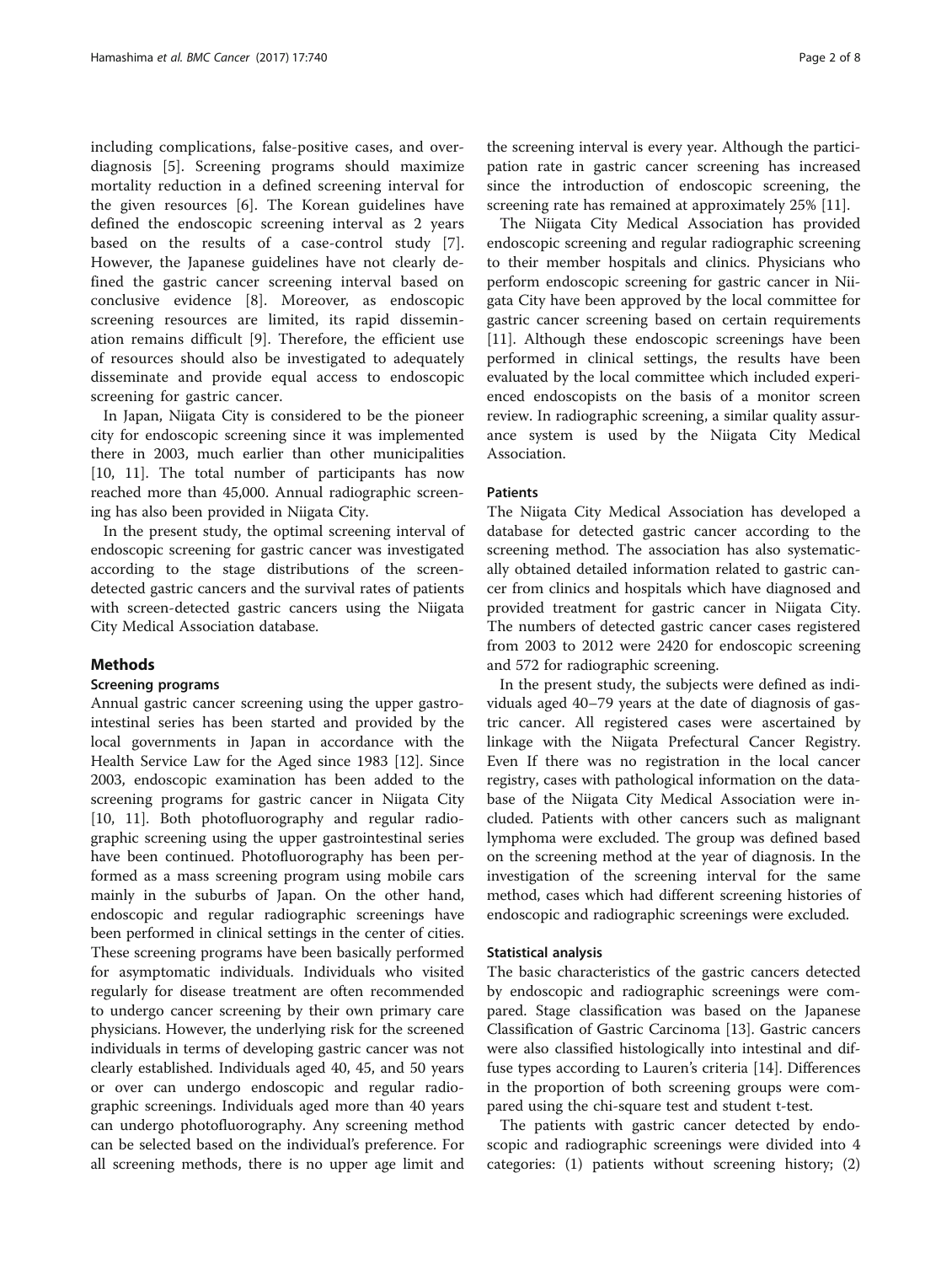including complications, false-positive cases, and overdiagnosis [5]. Screening programs should maximize mortality reduction in a defined screening interval for the given resources [6]. The Korean guidelines have defined the endoscopic screening interval as 2 years based on the results of a case-control study [7]. However, the Japanese guidelines have not clearly defined the gastric cancer screening interval based on conclusive evidence [8]. Moreover, as endoscopic screening resources are limited, its rapid dissemination remains difficult [9]. Therefore, the efficient use of resources should also be investigated to adequately disseminate and provide equal access to endoscopic screening for gastric cancer.

In Japan, Niigata City is considered to be the pioneer city for endoscopic screening since it was implemented there in 2003, much earlier than other municipalities [10, 11]. The total number of participants has now reached more than 45,000. Annual radiographic screening has also been provided in Niigata City.

In the present study, the optimal screening interval of endoscopic screening for gastric cancer was investigated according to the stage distributions of the screen-detected gastric cancers and the survival rates of patients with screen-detected gastric cancers using the Niigata City Medical Association database.

## Methods

### Screening programs

Annual gastric cancer screening using the upper gastrointestinal series has been started and provided by the local governments in Japan in accordance with the Health Service Law for the Aged since 1983 [12]. Since 2003, endoscopic examination has been added to the screening programs for gastric cancer in Niigata City [10, 11]. Both photofluorography and regular radiographic screening using the upper gastrointestinal series have been continued. Photofluorography has been performed as a mass screening program using mobile cars mainly in the suburbs of Japan. On the other hand, endoscopic and regular radiographic screenings have been performed in clinical settings in the center of cities. These screening programs have been basically performed for asymptomatic individuals. Individuals who visited regularly for disease treatment are often recommended to undergo cancer screening by their own primary care physicians. However, the underlying risk for the screened individuals in terms of developing gastric cancer was not clearly established. Individuals aged 40, 45, and 50 years or over can undergo endoscopic and regular radiographic screenings. Individuals aged more than 40 years can undergo photofluorography. Any screening method can be selected based on the individual's preference. For all screening methods, there is no upper age limit and the screening interval is every year. Although the participation rate in gastric cancer screening has increased since the introduction of endoscopic screening, the screening rate has remained at approximately 25% [11].

The Niigata City Medical Association has provided endoscopic screening and regular radiographic screening to their member hospitals and clinics. Physicians who perform endoscopic screening for gastric cancer in Niigata City have been approved by the local committee for gastric cancer screening based on certain requirements [11]. Although these endoscopic screenings have been performed in clinical settings, the results have been evaluated by the local committee which included experienced endoscopists on the basis of a monitor screen review. In radiographic screening, a similar quality assurance system is used by the Niigata City Medical Association.

### Patients

The Niigata City Medical Association has developed a database for detected gastric cancer according to the screening method. The association has also systematically obtained detailed information related to gastric cancer from clinics and hospitals which have diagnosed and provided treatment for gastric cancer in Niigata City. The numbers of detected gastric cancer cases registered from 2003 to 2012 were 2420 for endoscopic screening and 572 for radiographic screening.

In the present study, the subjects were defined as individuals aged 40–79 years at the date of diagnosis of gastric cancer. All registered cases were ascertained by linkage with the Niigata Prefectural Cancer Registry. Even If there was no registration in the local cancer registry, cases with pathological information on the database of the Niigata City Medical Association were included. Patients with other cancers such as malignant lymphoma were excluded. The group was defined based on the screening method at the year of diagnosis. In the investigation of the screening interval for the same method, cases which had different screening histories of endoscopic and radiographic screenings were excluded.

### Statistical analysis

The basic characteristics of the gastric cancers detected by endoscopic and radiographic screenings were compared. Stage classification was based on the Japanese Classification of Gastric Carcinoma [13]. Gastric cancers were also classified histologically into intestinal and diffuse types according to Lauren's criteria [14]. Differences in the proportion of both screening groups were compared using the chi-square test and student t-test.

The patients with gastric cancer detected by endoscopic and radiographic screenings were divided into 4 categories: (1) patients without screening history; (2)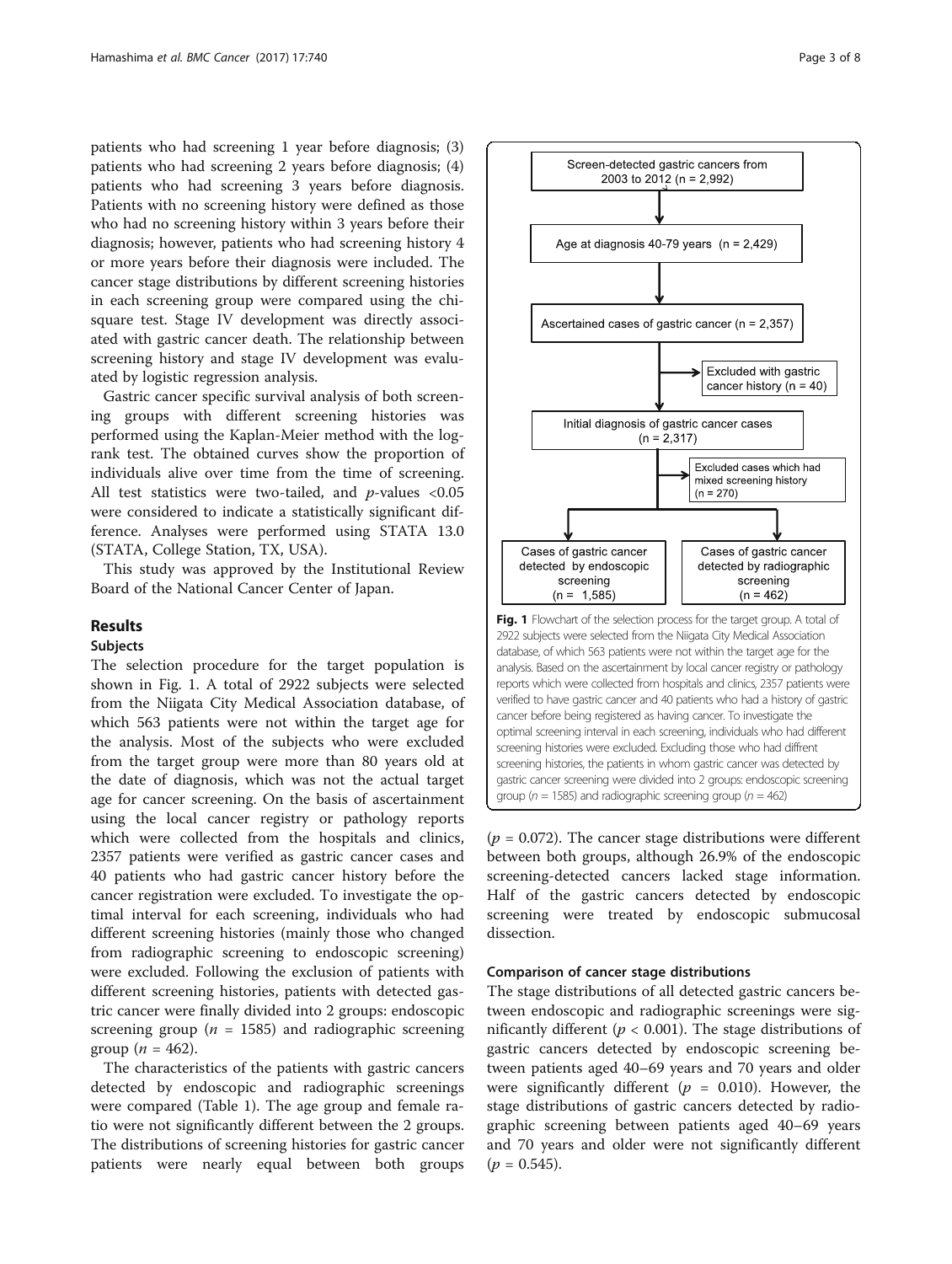patients who had screening 1 year before diagnosis; (3) patients who had screening 2 years before diagnosis; (4) patients who had screening 3 years before diagnosis. Patients with no screening history were defined as those who had no screening history within 3 years before their diagnosis; however, patients who had screening history 4 or more years before their diagnosis were included. The cancer stage distributions by different screening histories in each screening group were compared using the chi-square test. Stage IV development was directly associated with gastric cancer death. The relationship between screening history and stage IV development was evaluated by logistic regression analysis.

Gastric cancer specific survival analysis of both screening groups with different screening histories was performed using the Kaplan-Meier method with the log-rank test. The obtained curves show the proportion of individuals alive over time from the time of screening. All test statistics were two-tailed, and $p$-values <0.05 were considered to indicate a statistically significant difference. Analyses were performed using STATA 13.0 (STATA, College Station, TX, USA).

This study was approved by the Institutional Review Board of the National Cancer Center of Japan.

## Results

### Subjects

The selection procedure for the target population is shown in Fig. 1. A total of 2922 subjects were selected from the Niigata City Medical Association database, of which 563 patients were not within the target age for the analysis. Most of the subjects who were excluded from the target group were more than 80 years old at the date of diagnosis, which was not the actual target age for cancer screening. On the basis of ascertainment using the local cancer registry or pathology reports which were collected from the hospitals and clinics, 2357 patients were verified as gastric cancer cases and 40 patients who had gastric cancer history before the cancer registration were excluded. To investigate the optimal interval for each screening, individuals who had different screening histories (mainly those who changed from radiographic screening to endoscopic screening) were excluded. Following the exclusion of patients with different screening histories, patients with detected gastric cancer were finally divided into 2 groups: endoscopic screening group ($n$ = 1585) and radiographic screening group ($n$ = 462).

The characteristics of the patients with gastric cancers detected by endoscopic and radiographic screenings were compared (Table 1). The age group and female ratio were not significantly different between the 2 groups. The distributions of screening histories for gastric cancer patients were nearly equal between both groups ($p$ = 0.072). The cancer stage distributions were different between both groups, although 26.9% of the endoscopic screening-detected cancers lacked stage information. Half of the gastric cancers detected by endoscopic screening were treated by endoscopic submucosal dissection.

Screen-detected gastric cancers from 2003 to 2012 (n = 2,992)
→ Age at diagnosis 40-79 years (n = 2,429)
→ Ascertained cases of gastric cancer (n = 2,357)
→ Excluded with gastric cancer history (n = 40)
→ Initial diagnosis of gastric cancer cases (n = 2,317)
→ Excluded cases which had mixed screening history (n = 270)
→ Cases of gastric cancer detected by endoscopic screening (n = 1,585) | Cases of gastric cancer detected by radiographic screening (n = 462)

**Fig. 1** Flowchart of the selection process for the target group. A total of 2922 subjects were selected from the Niigata City Medical Association database, of which 563 patients were not within the target age for the analysis. Based on the ascertainment by local cancer registry or pathology reports which were collected from hospitals and clinics, 2357 patients were verified to have gastric cancer and 40 patients who had a history of gastric cancer before being registered as having cancer. To investigate the optimal screening interval in each screening, individuals who had different screening histories were excluded. Excluding those who had diffrent screening histories, the patients in whom gastric cancer was detected by gastric cancer screening were divided into 2 groups: endoscopic screening group ($n$ = 1585) and radiographic screening group ($n$ = 462)

### Comparison of cancer stage distributions

The stage distributions of all detected gastric cancers between endoscopic and radiographic screenings were significantly different ($p$ < 0.001). The stage distributions of gastric cancers detected by endoscopic screening between patients aged 40–69 years and 70 years and older were significantly different ($p$ = 0.010). However, the stage distributions of gastric cancers detected by radiographic screening between patients aged 40–69 years and 70 years and older were not significantly different ($p$ = 0.545).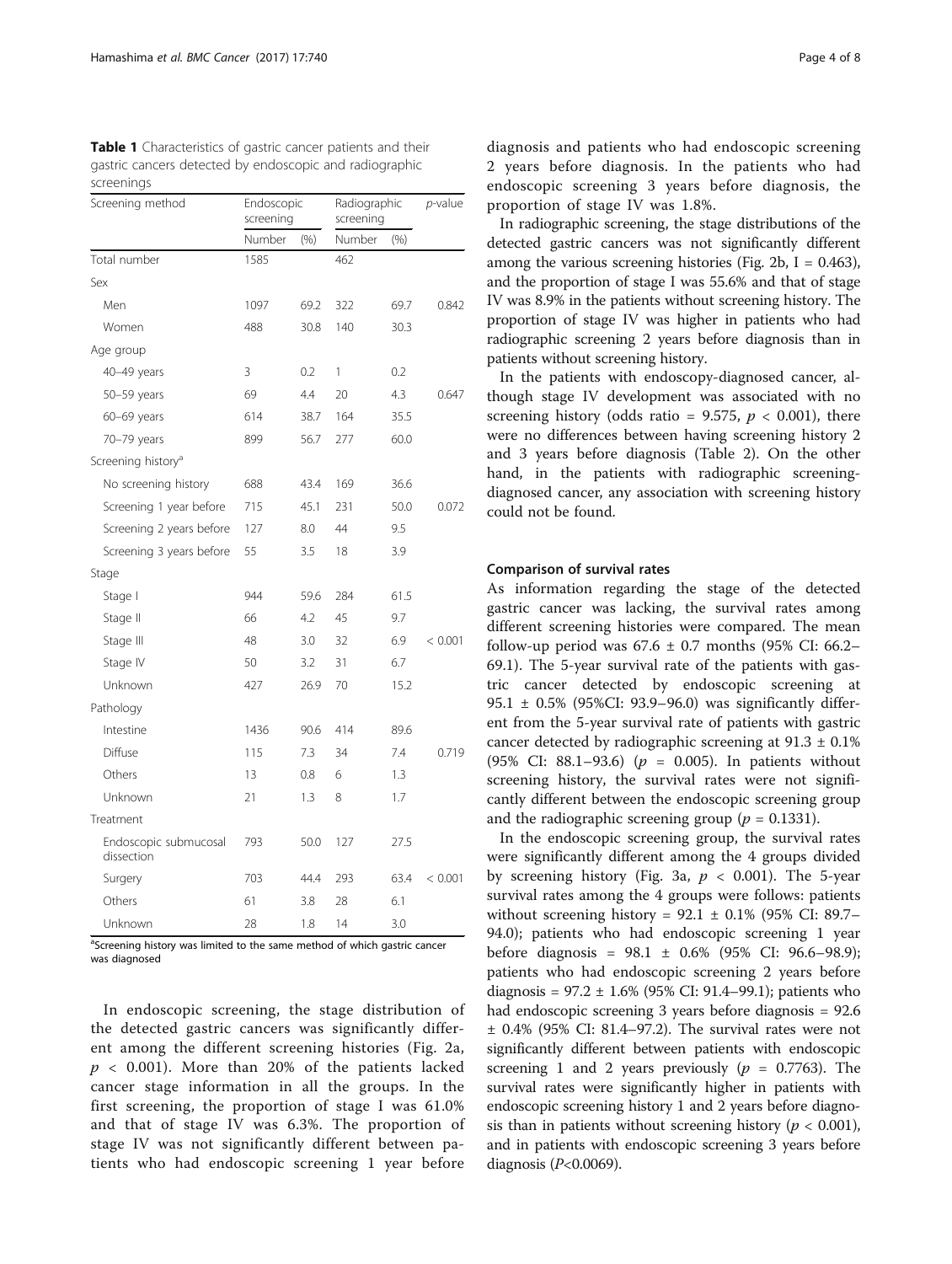**Table 1** Characteristics of gastric cancer patients and their gastric cancers detected by endoscopic and radiographic screenings

| Screening method | Endoscopic screening | | Radiographic screening | | *p*-value |
|---|---|---|---|---|---|
| | Number | (%) | Number | (%) | |
| Total number | 1585 | | 462 | | |
| Sex | | | | | |
| Men | 1097 | 69.2 | 322 | 69.7 | 0.842 |
| Women | 488 | 30.8 | 140 | 30.3 | |
| Age group | | | | | |
| 40–49 years | 3 | 0.2 | 1 | 0.2 | |
| 50–59 years | 69 | 4.4 | 20 | 4.3 | 0.647 |
| 60–69 years | 614 | 38.7 | 164 | 35.5 | |
| 70–79 years | 899 | 56.7 | 277 | 60.0 | |
| Screening history[a] | | | | | |
| No screening history | 688 | 43.4 | 169 | 36.6 | |
| Screening 1 year before | 715 | 45.1 | 231 | 50.0 | 0.072 |
| Screening 2 years before | 127 | 8.0 | 44 | 9.5 | |
| Screening 3 years before | 55 | 3.5 | 18 | 3.9 | |
| Stage | | | | | |
| Stage I | 944 | 59.6 | 284 | 61.5 | |
| Stage II | 66 | 4.2 | 45 | 9.7 | |
| Stage III | 48 | 3.0 | 32 | 6.9 | < 0.001 |
| Stage IV | 50 | 3.2 | 31 | 6.7 | |
| Unknown | 427 | 26.9 | 70 | 15.2 | |
| Pathology | | | | | |
| Intestine | 1436 | 90.6 | 414 | 89.6 | |
| Diffuse | 115 | 7.3 | 34 | 7.4 | 0.719 |
| Others | 13 | 0.8 | 6 | 1.3 | |
| Unknown | 21 | 1.3 | 8 | 1.7 | |
| Treatment | | | | | |
| Endoscopic submucosal dissection | 793 | 50.0 | 127 | 27.5 | |
| Surgery | 703 | 44.4 | 293 | 63.4 | < 0.001 |
| Others | 61 | 3.8 | 28 | 6.1 | |
| Unknown | 28 | 1.8 | 14 | 3.0 | |

[a]Screening history was limited to the same method of which gastric cancer was diagnosed

In endoscopic screening, the stage distribution of the detected gastric cancers was significantly different among the different screening histories (Fig. 2a, $p < 0.001$). More than 20% of the patients lacked cancer stage information in all the groups. In the first screening, the proportion of stage I was 61.0% and that of stage IV was 6.3%. The proportion of stage IV was not significantly different between patients who had endoscopic screening 1 year before diagnosis and patients who had endoscopic screening 2 years before diagnosis. In the patients who had endoscopic screening 3 years before diagnosis, the proportion of stage IV was 1.8%.

In radiographic screening, the stage distributions of the detected gastric cancers was not significantly different among the various screening histories (Fig. 2b, I = 0.463), and the proportion of stage I was 55.6% and that of stage IV was 8.9% in the patients without screening history. The proportion of stage IV was higher in patients who had radiographic screening 2 years before diagnosis than in patients without screening history.

In the patients with endoscopy-diagnosed cancer, although stage IV development was associated with no screening history (odds ratio = 9.575, $p < 0.001$), there were no differences between having screening history 2 and 3 years before diagnosis (Table 2). On the other hand, in the patients with radiographic screening-diagnosed cancer, any association with screening history could not be found.

### Comparison of survival rates

As information regarding the stage of the detected gastric cancer was lacking, the survival rates among different screening histories were compared. The mean follow-up period was 67.6 ± 0.7 months (95% CI: 66.2–69.1). The 5-year survival rate of the patients with gastric cancer detected by endoscopic screening at 95.1 ± 0.5% (95%CI: 93.9–96.0) was significantly different from the 5-year survival rate of patients with gastric cancer detected by radiographic screening at 91.3 ± 0.1% (95% CI: 88.1–93.6) ($p$ = 0.005). In patients without screening history, the survival rates were not significantly different between the endoscopic screening group and the radiographic screening group ($p$ = 0.1331).

In the endoscopic screening group, the survival rates were significantly different among the 4 groups divided by screening history (Fig. 3a, $p < 0.001$). The 5-year survival rates among the 4 groups were follows: patients without screening history = 92.1 ± 0.1% (95% CI: 89.7–94.0); patients who had endoscopic screening 1 year before diagnosis = 98.1 ± 0.6% (95% CI: 96.6–98.9); patients who had endoscopic screening 2 years before diagnosis = 97.2 ± 1.6% (95% CI: 91.4–99.1); patients who had endoscopic screening 3 years before diagnosis = 92.6 ± 0.4% (95% CI: 81.4–97.2). The survival rates were not significantly different between patients with endoscopic screening 1 and 2 years previously ($p$ = 0.7763). The survival rates were significantly higher in patients with endoscopic screening history 1 and 2 years before diagnosis than in patients without screening history ($p < 0.001$), and in patients with endoscopic screening 3 years before diagnosis ($P<0.0069$).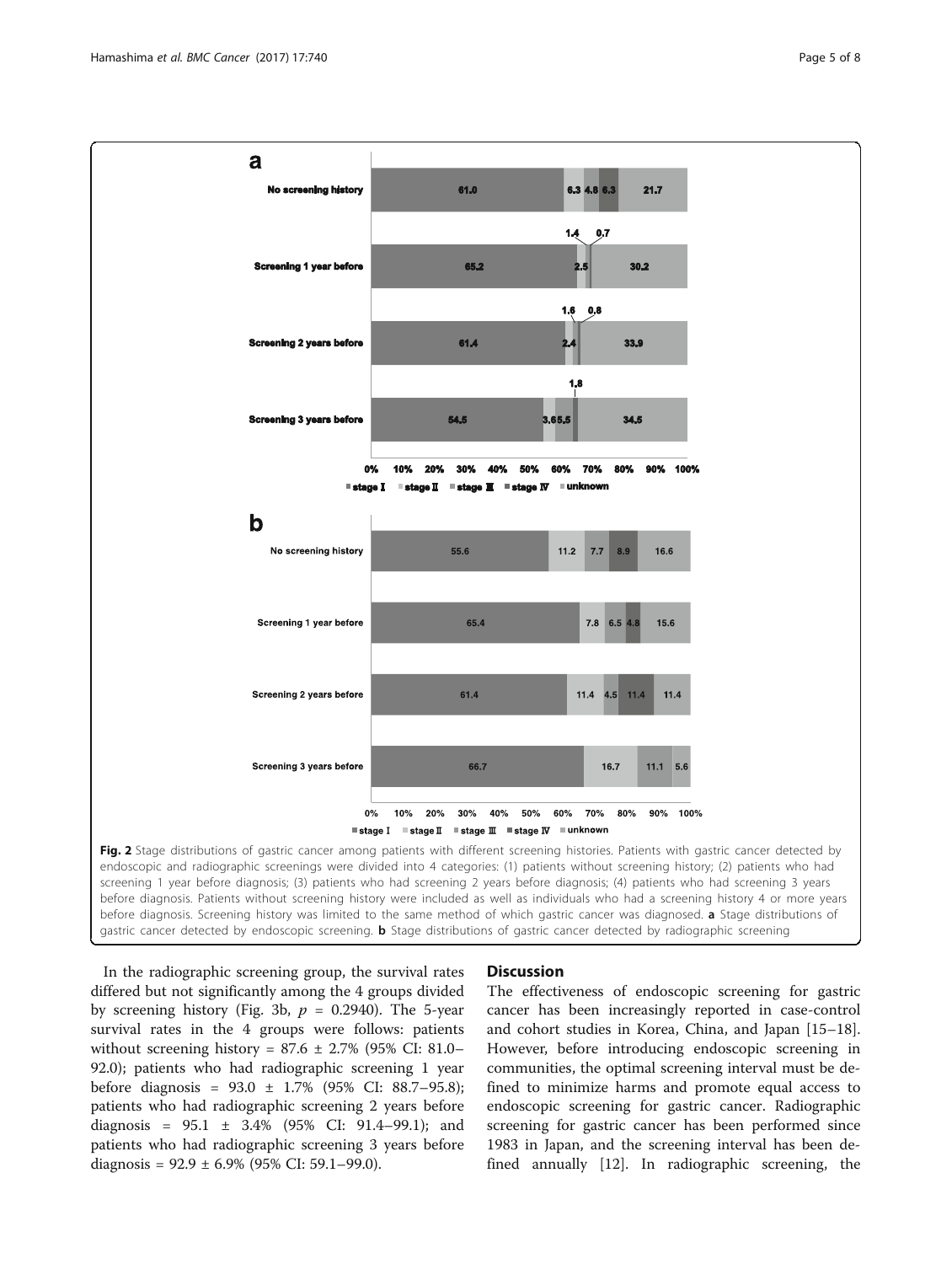**Fig. 2** Stage distributions of gastric cancer among patients with different screening histories. Patients with gastric cancer detected by endoscopic and radiographic screenings were divided into 4 categories: (1) patients without screening history; (2) patients who had screening 1 year before diagnosis; (3) patients who had screening 2 years before diagnosis; (4) patients who had screening 3 years before diagnosis. Patients without screening history were included as well as individuals who had a screening history 4 or more years before diagnosis. Screening history was limited to the same method of which gastric cancer was diagnosed. **a** Stage distributions of gastric cancer detected by endoscopic screening. **b** Stage distributions of gastric cancer detected by radiographic screening

In the radiographic screening group, the survival rates differed but not significantly among the 4 groups divided by screening history (Fig. 3b, $p$ = 0.2940). The 5-year survival rates in the 4 groups were follows: patients without screening history = 87.6 ± 2.7% (95% CI: 81.0–92.0); patients who had radiographic screening 1 year before diagnosis = 93.0 ± 1.7% (95% CI: 88.7–95.8); patients who had radiographic screening 2 years before diagnosis = 95.1 ± 3.4% (95% CI: 91.4–99.1); and patients who had radiographic screening 3 years before diagnosis = 92.9 ± 6.9% (95% CI: 59.1–99.0).

## Discussion

The effectiveness of endoscopic screening for gastric cancer has been increasingly reported in case-control and cohort studies in Korea, China, and Japan [15–18]. However, before introducing endoscopic screening in communities, the optimal screening interval must be defined to minimize harms and promote equal access to endoscopic screening for gastric cancer. Radiographic screening for gastric cancer has been performed since 1983 in Japan, and the screening interval has been defined annually [12]. In radiographic screening, the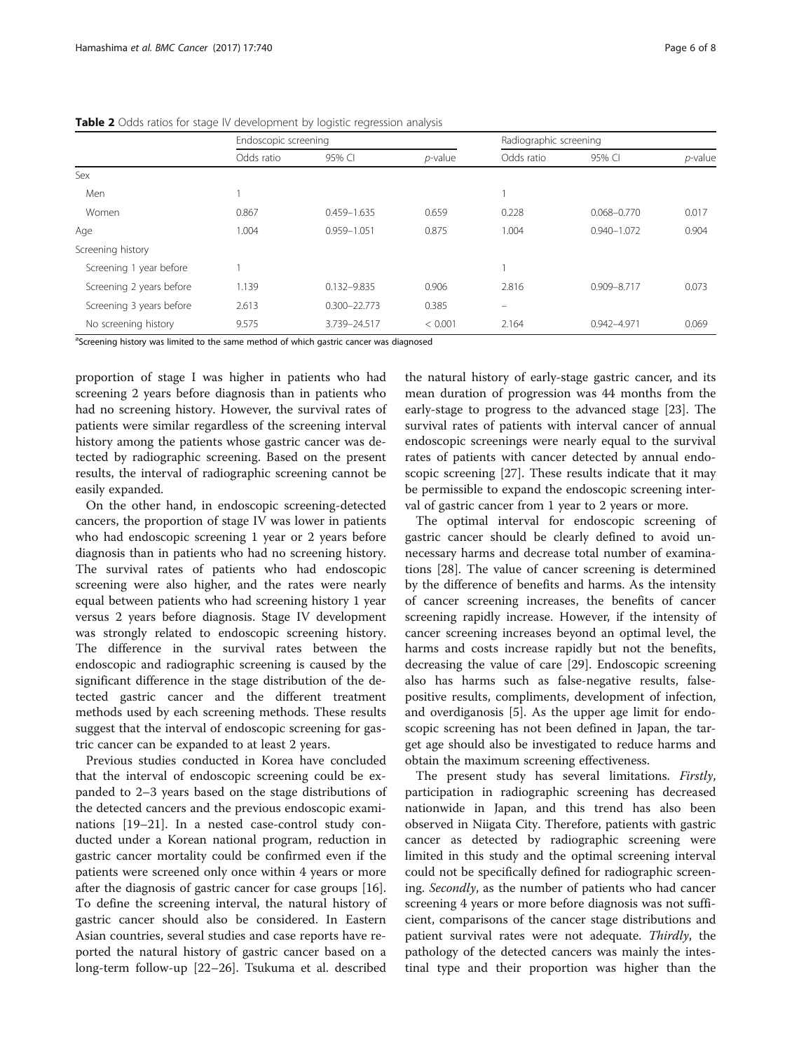**Table 2** Odds ratios for stage IV development by logistic regression analysis

| | Endoscopic screening | | | Radiographic screening | | |
|---|---|---|---|---|---|---|
| | Odds ratio | 95% CI | *p*-value | Odds ratio | 95% CI | *p*-value |
| Sex | | | | | | |
| Men | 1 | | | 1 | | |
| Women | 0.867 | 0.459–1.635 | 0.659 | 0.228 | 0.068–0.770 | 0.017 |
| Age | 1.004 | 0.959–1.051 | 0.875 | 1.004 | 0.940–1.072 | 0.904 |
| Screening history | | | | | | |
| Screening 1 year before | 1 | | | 1 | | |
| Screening 2 years before | 1.139 | 0.132–9.835 | 0.906 | 2.816 | 0.909–8.717 | 0.073 |
| Screening 3 years before | 2.613 | 0.300–22.773 | 0.385 | – | | |
| No screening history | 9.575 | 3.739–24.517 | < 0.001 | 2.164 | 0.942–4.971 | 0.069 |

[a]Screening history was limited to the same method of which gastric cancer was diagnosed

proportion of stage I was higher in patients who had screening 2 years before diagnosis than in patients who had no screening history. However, the survival rates of patients were similar regardless of the screening interval history among the patients whose gastric cancer was detected by radiographic screening. Based on the present results, the interval of radiographic screening cannot be easily expanded.

On the other hand, in endoscopic screening-detected cancers, the proportion of stage IV was lower in patients who had endoscopic screening 1 year or 2 years before diagnosis than in patients who had no screening history. The survival rates of patients who had endoscopic screening were also higher, and the rates were nearly equal between patients who had screening history 1 year versus 2 years before diagnosis. Stage IV development was strongly related to endoscopic screening history. The difference in the survival rates between the endoscopic and radiographic screening is caused by the significant difference in the stage distribution of the detected gastric cancer and the different treatment methods used by each screening methods. These results suggest that the interval of endoscopic screening for gastric cancer can be expanded to at least 2 years.

Previous studies conducted in Korea have concluded that the interval of endoscopic screening could be expanded to 2–3 years based on the stage distributions of the detected cancers and the previous endoscopic examinations [19–21]. In a nested case-control study conducted under a Korean national program, reduction in gastric cancer mortality could be confirmed even if the patients were screened only once within 4 years or more after the diagnosis of gastric cancer for case groups [16]. To define the screening interval, the natural history of gastric cancer should also be considered. In Eastern Asian countries, several studies and case reports have reported the natural history of gastric cancer based on a long-term follow-up [22–26]. Tsukuma et al. described the natural history of early-stage gastric cancer, and its mean duration of progression was 44 months from the early-stage to progress to the advanced stage [23]. The survival rates of patients with interval cancer of annual endoscopic screenings were nearly equal to the survival rates of patients with cancer detected by annual endoscopic screening [27]. These results indicate that it may be permissible to expand the endoscopic screening interval of gastric cancer from 1 year to 2 years or more.

The optimal interval for endoscopic screening of gastric cancer should be clearly defined to avoid unnecessary harms and decrease total number of examinations [28]. The value of cancer screening is determined by the difference of benefits and harms. As the intensity of cancer screening increases, the benefits of cancer screening rapidly increase. However, if the intensity of cancer screening increases beyond an optimal level, the harms and costs increase rapidly but not the benefits, decreasing the value of care [29]. Endoscopic screening also has harms such as false-negative results, false-positive results, compliments, development of infection, and overdiganosis [5]. As the upper age limit for endoscopic screening has not been defined in Japan, the target age should also be investigated to reduce harms and obtain the maximum screening effectiveness.

The present study has several limitations. *Firstly*, participation in radiographic screening has decreased nationwide in Japan, and this trend has also been observed in Niigata City. Therefore, patients with gastric cancer as detected by radiographic screening were limited in this study and the optimal screening interval could not be specifically defined for radiographic screening. *Secondly*, as the number of patients who had cancer screening 4 years or more before diagnosis was not sufficient, comparisons of the cancer stage distributions and patient survival rates were not adequate. *Thirdly*, the pathology of the detected cancers was mainly the intestinal type and their proportion was higher than the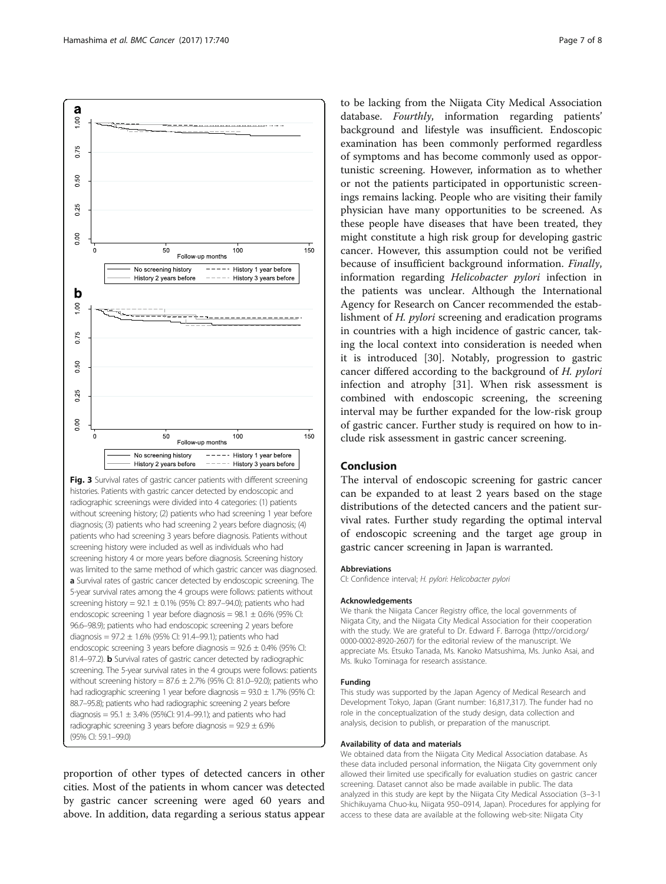**Fig. 3** Survival rates of gastric cancer patients with different screening histories. Patients with gastric cancer detected by endoscopic and radiographic screenings were divided into 4 categories: (1) patients without screening history; (2) patients who had screening 1 year before diagnosis; (3) patients who had screening 2 years before diagnosis; (4) patients who had screening 3 years before diagnosis. Patients without screening history were included as well as individuals who had screening history 4 or more years before diagnosis. Screening history was limited to the same method of which gastric cancer was diagnosed. **a** Survival rates of gastric cancer detected by endoscopic screening. The 5-year survival rates among the 4 groups were follows: patients without screening history = 92.1 ± 0.1% (95% CI: 89.7–94.0); patients who had endoscopic screening 1 year before diagnosis = 98.1 ± 0.6% (95% CI: 96.6–98.9); patients who had endoscopic screening 2 years before diagnosis = 97.2 ± 1.6% (95% CI: 91.4–99.1); patients who had endoscopic screening 3 years before diagnosis = 92.6 ± 0.4% (95% CI: 81.4–97.2). **b** Survival rates of gastric cancer detected by radiographic screening. The 5-year survival rates in the 4 groups were follows: patients without screening history = 87.6 ± 2.7% (95% CI: 81.0–92.0); patients who had radiographic screening 1 year before diagnosis = 93.0 ± 1.7% (95% CI: 88.7–95.8); patients who had radiographic screening 2 years before diagnosis = 95.1 ± 3.4% (95%CI: 91.4–99.1); and patients who had radiographic screening 3 years before diagnosis = 92.9 ± 6.9% (95% CI: 59.1–99.0)

proportion of other types of detected cancers in other cities. Most of the patients in whom cancer was detected by gastric cancer screening were aged 60 years and above. In addition, data regarding a serious status appear to be lacking from the Niigata City Medical Association database. *Fourthly*, information regarding patients' background and lifestyle was insufficient. Endoscopic examination has been commonly performed regardless of symptoms and has become commonly used as opportunistic screening. However, information as to whether or not the patients participated in opportunistic screenings remains lacking. People who are visiting their family physician have many opportunities to be screened. As these people have diseases that have been treated, they might constitute a high risk group for developing gastric cancer. However, this assumption could not be verified because of insufficient background information. *Finally*, information regarding *Helicobacter pylori* infection in the patients was unclear. Although the International Agency for Research on Cancer recommended the establishment of *H. pylori* screening and eradication programs in countries with a high incidence of gastric cancer, taking the local context into consideration is needed when it is introduced [30]. Notably, progression to gastric cancer differed according to the background of *H. pylori* infection and atrophy [31]. When risk assessment is combined with endoscopic screening, the screening interval may be further expanded for the low-risk group of gastric cancer. Further study is required on how to include risk assessment in gastric cancer screening.

## Conclusion

The interval of endoscopic screening for gastric cancer can be expanded to at least 2 years based on the stage distributions of the detected cancers and the patient survival rates. Further study regarding the optimal interval of endoscopic screening and the target age group in gastric cancer screening in Japan is warranted.

### Abbreviations

CI: Confidence interval; *H. pylori*: *Helicobacter pylori*

### Acknowledgements

We thank the Niigata Cancer Registry office, the local governments of Niigata City, and the Niigata City Medical Association for their cooperation with the study. We are grateful to Dr. Edward F. Barroga (http://orcid.org/0000-0002-8920-2607) for the editorial review of the manuscript. We appreciate Ms. Etsuko Tanada, Ms. Kanoko Matsushima, Ms. Junko Asai, and Ms. Ikuko Tominaga for research assistance.

### Funding

This study was supported by the Japan Agency of Medical Research and Development Tokyo, Japan (Grant number: 16,817,317). The funder had no role in the conceptualization of the study design, data collection and analysis, decision to publish, or preparation of the manuscript.

### Availability of data and materials

We obtained data from the Niigata City Medical Association database. As these data included personal information, the Niigata City government only allowed their limited use specifically for evaluation studies on gastric cancer screening. Dataset cannot also be made available in public. The data analyzed in this study are kept by the Niigata City Medical Association (3–3-1 Shichikuyama Chuo-ku, Niigata 950–0914, Japan). Procedures for applying for access to these data are available at the following web-site: Niigata City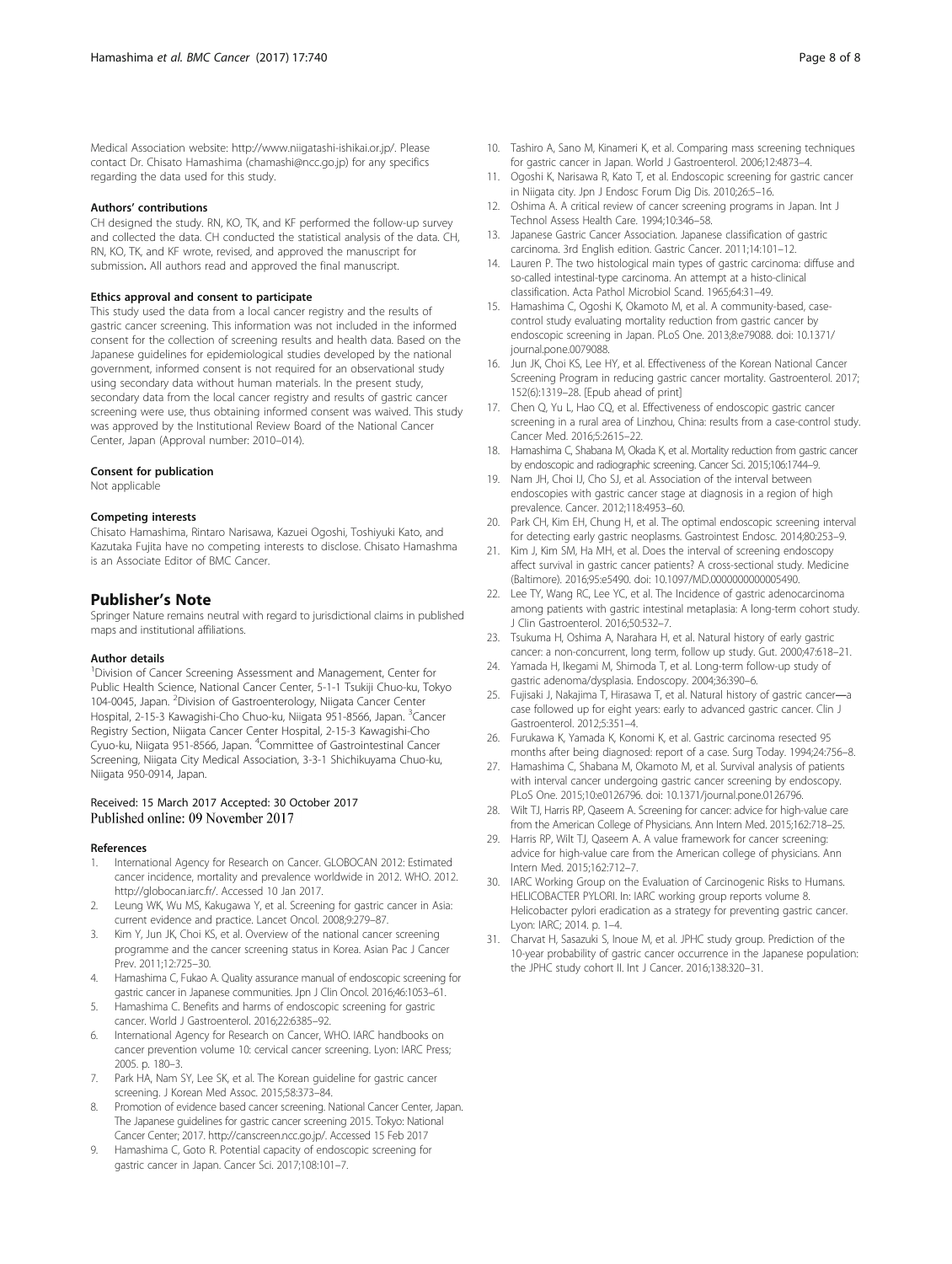Medical Association website: http://www.niigatashi-ishikai.or.jp/. Please contact Dr. Chisato Hamashima (chamashi@ncc.go.jp) for any specifics regarding the data used for this study.

#### Authors' contributions

CH designed the study. RN, KO, TK, and KF performed the follow-up survey and collected the data. CH conducted the statistical analysis of the data. CH, RN, KO, TK, and KF wrote, revised, and approved the manuscript for submission. All authors read and approved the final manuscript.

#### Ethics approval and consent to participate

This study used the data from a local cancer registry and the results of gastric cancer screening. This information was not included in the informed consent for the collection of screening results and health data. Based on the Japanese guidelines for epidemiological studies developed by the national government, informed consent is not required for an observational study using secondary data without human materials. In the present study, secondary data from the local cancer registry and results of gastric cancer screening were use, thus obtaining informed consent was waived. This study was approved by the Institutional Review Board of the National Cancer Center, Japan (Approval number: 2010–014).

#### Consent for publication

Not applicable

#### Competing interests

Chisato Hamashima, Rintaro Narisawa, Kazuei Ogoshi, Toshiyuki Kato, and Kazutaka Fujita have no competing interests to disclose. Chisato Hamashma is an Associate Editor of BMC Cancer.

## Publisher's Note

Springer Nature remains neutral with regard to jurisdictional claims in published maps and institutional affiliations.

#### Author details

[1]Division of Cancer Screening Assessment and Management, Center for Public Health Science, National Cancer Center, 5-1-1 Tsukiji Chuo-ku, Tokyo 104-0045, Japan. [2]Division of Gastroenterology, Niigata Cancer Center Hospital, 2-15-3 Kawagishi-Cho Chuo-ku, Niigata 951-8566, Japan. [3]Cancer Registry Section, Niigata Cancer Center Hospital, 2-15-3 Kawagishi-Cho Cyuo-ku, Niigata 951-8566, Japan. [4]Committee of Gastrointestinal Cancer Screening, Niigata City Medical Association, 3-3-1 Shichikuyama Chuo-ku, Niigata 950-0914, Japan.

Received: 15 March 2017 Accepted: 30 October 2017
Published online: 09 November 2017

#### References

1. International Agency for Research on Cancer. GLOBOCAN 2012: Estimated cancer incidence, mortality and prevalence worldwide in 2012. WHO. 2012. http://globocan.iarc.fr/. Accessed 10 Jan 2017.
2. Leung WK, Wu MS, Kakugawa Y, et al. Screening for gastric cancer in Asia: current evidence and practice. Lancet Oncol. 2008;9:279–87.
3. Kim Y, Jun JK, Choi KS, et al. Overview of the national cancer screening programme and the cancer screening status in Korea. Asian Pac J Cancer Prev. 2011;12:725–30.
4. Hamashima C, Fukao A. Quality assurance manual of endoscopic screening for gastric cancer in Japanese communities. Jpn J Clin Oncol. 2016;46:1053–61.
5. Hamashima C. Benefits and harms of endoscopic screening for gastric cancer. World J Gastroenterol. 2016;22:6385–92.
6. International Agency for Research on Cancer, WHO. IARC handbooks on cancer prevention volume 10: cervical cancer screening. Lyon: IARC Press; 2005. p. 180–3.
7. Park HA, Nam SY, Lee SK, et al. The Korean guideline for gastric cancer screening. J Korean Med Assoc. 2015;58:373–84.
8. Promotion of evidence based cancer screening. National Cancer Center, Japan. The Japanese guidelines for gastric cancer screening 2015. Tokyo: National Cancer Center; 2017. http://canscreen.ncc.go.jp/. Accessed 15 Feb 2017
9. Hamashima C, Goto R. Potential capacity of endoscopic screening for gastric cancer in Japan. Cancer Sci. 2017;108:101–7.
10. Tashiro A, Sano M, Kinameri K, et al. Comparing mass screening techniques for gastric cancer in Japan. World J Gastroenterol. 2006;12:4873–4.
11. Ogoshi K, Narisawa R, Kato T, et al. Endoscopic screening for gastric cancer in Niigata city. Jpn J Endosc Forum Dig Dis. 2010;26:5–16.
12. Oshima A. A critical review of cancer screening programs in Japan. Int J Technol Assess Health Care. 1994;10:346–58.
13. Japanese Gastric Cancer Association. Japanese classification of gastric carcinoma. 3rd English edition. Gastric Cancer. 2011;14:101–12.
14. Lauren P. The two histological main types of gastric carcinoma: diffuse and so-called intestinal-type carcinoma. An attempt at a histo-clinical classification. Acta Pathol Microbiol Scand. 1965;64:31–49.
15. Hamashima C, Ogoshi K, Okamoto M, et al. A community-based, case-control study evaluating mortality reduction from gastric cancer by endoscopic screening in Japan. PLoS One. 2013;8:e79088. doi: 10.1371/journal.pone.0079088.
16. Jun JK, Choi KS, Lee HY, et al. Effectiveness of the Korean National Cancer Screening Program in reducing gastric cancer mortality. Gastroenterol. 2017; 152(6):1319–28. [Epub ahead of print]
17. Chen Q, Yu L, Hao CQ, et al. Effectiveness of endoscopic gastric cancer screening in a rural area of Linzhou, China: results from a case-control study. Cancer Med. 2016;5:2615–22.
18. Hamashima C, Shabana M, Okada K, et al. Mortality reduction from gastric cancer by endoscopic and radiographic screening. Cancer Sci. 2015;106:1744–9.
19. Nam JH, Choi IJ, Cho SJ, et al. Association of the interval between endoscopies with gastric cancer stage at diagnosis in a region of high prevalence. Cancer. 2012;118:4953–60.
20. Park CH, Kim EH, Chung H, et al. The optimal endoscopic screening interval for detecting early gastric neoplasms. Gastrointest Endosc. 2014;80:253–9.
21. Kim J, Kim SM, Ha MH, et al. Does the interval of screening endoscopy affect survival in gastric cancer patients? A cross-sectional study. Medicine (Baltimore). 2016;95:e5490. doi: 10.1097/MD.0000000000005490.
22. Lee TY, Wang RC, Lee YC, et al. The Incidence of gastric adenocarcinoma among patients with gastric intestinal metaplasia: A long-term cohort study. J Clin Gastroenterol. 2016;50:532–7.
23. Tsukuma H, Oshima A, Narahara H, et al. Natural history of early gastric cancer: a non-concurrent, long term, follow up study. Gut. 2000;47:618–21.
24. Yamada H, Ikegami M, Shimoda T, et al. Long-term follow-up study of gastric adenoma/dysplasia. Endoscopy. 2004;36:390–6.
25. Fujisaki J, Nakajima T, Hirasawa T, et al. Natural history of gastric cancer—a case followed up for eight years: early to advanced gastric cancer. Clin J Gastroenterol. 2012;5:351–4.
26. Furukawa K, Yamada K, Konomi K, et al. Gastric carcinoma resected 95 months after being diagnosed: report of a case. Surg Today. 1994;24:756–8.
27. Hamashima C, Shabana M, Okamoto M, et al. Survival analysis of patients with interval cancer undergoing gastric cancer screening by endoscopy. PLoS One. 2015;10:e0126796. doi: 10.1371/journal.pone.0126796.
28. Wilt TJ, Harris RP, Qaseem A. Screening for cancer: advice for high-value care from the American College of Physicians. Ann Intern Med. 2015;162:718–25.
29. Harris RP, Wilt TJ, Qaseem A. A value framework for cancer screening: advice for high-value care from the American college of physicians. Ann Intern Med. 2015;162:712–7.
30. IARC Working Group on the Evaluation of Carcinogenic Risks to Humans. HELICOBACTER PYLORI. In: IARC working group reports volume 8. Helicobacter pylori eradication as a strategy for preventing gastric cancer. Lyon: IARC; 2014. p. 1–4.
31. Charvat H, Sasazuki S, Inoue M, et al. JPHC study group. Prediction of the 10-year probability of gastric cancer occurrence in the Japanese population: the JPHC study cohort II. Int J Cancer. 2016;138:320–31.